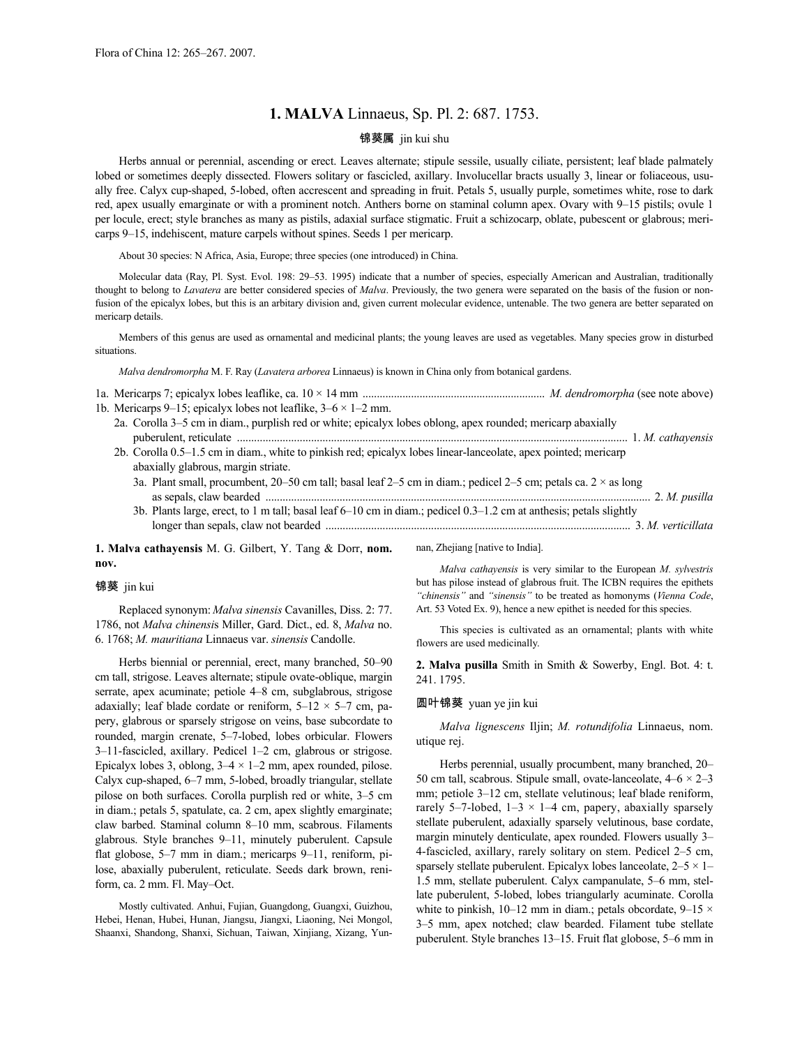# 1. MALVA Linnaeus, Sp. Pl. 2: 687. 1753.

锦葵属 jin kui shu

Herbs annual or perennial, ascending or erect. Leaves alternate; stipule sessile, usually ciliate, persistent; leaf blade palmately lobed or sometimes deeply dissected. Flowers solitary or fascicled, axillary. Involucellar bracts usually 3, linear or foliaceous, usually free. Calyx cup-shaped, 5-lobed, often accrescent and spreading in fruit. Petals 5, usually purple, sometimes white, rose to dark red, apex usually emarginate or with a prominent notch. Anthers borne on staminal column apex. Ovary with 9–15 pistils; ovule 1 per locule, erect; style branches as many as pistils, adaxial surface stigmatic. Fruit a schizocarp, oblate, pubescent or glabrous; mericarps 9–15, indehiscent, mature carpels without spines. Seeds 1 per mericarp.

About 30 species: N Africa, Asia, Europe; three species (one introduced) in China.

Molecular data (Ray, Pl. Syst. Evol. 198: 29–53. 1995) indicate that a number of species, especially American and Australian, traditionally thought to belong to *Lavatera* are better considered species of *Malva*. Previously, the two genera were separated on the basis of the fusion or non-fusion of the epicalyx lobes, but this is an arbitary division and, given current molecular evidence, untenable. The two genera are better separated on mericarp details.

Members of this genus are used as ornamental and medicinal plants; the young leaves are used as vegetables. Many species grow in disturbed situations.

*Malva dendromorpha* M. F. Ray (*Lavatera arborea* Linnaeus) is known in China only from botanical gardens.

1a. Mericarps 7; epicalyx lobes leaflike, ca. 10 × 14 mm .......... *M. dendromorpha* (see note above)
1b. Mericarps 9–15; epicalyx lobes not leaflike, 3–6 × 1–2 mm.
  2a. Corolla 3–5 cm in diam., purplish red or white; epicalyx lobes oblong, apex rounded; mericarp abaxially puberulent, reticulate .......... 1. *M. cathayensis*
  2b. Corolla 0.5–1.5 cm in diam., white to pinkish red; epicalyx lobes linear-lanceolate, apex pointed; mericarp abaxially glabrous, margin striate.
    3a. Plant small, procumbent, 20–50 cm tall; basal leaf 2–5 cm in diam.; pedicel 2–5 cm; petals ca. 2 × as long as sepals, claw bearded .......... 2. *M. pusilla*
    3b. Plants large, erect, to 1 m tall; basal leaf 6–10 cm in diam.; pedicel 0.3–1.2 cm at anthesis; petals slightly longer than sepals, claw not bearded .......... 3. *M. verticillata*

**1. Malva cathayensis** M. G. Gilbert, Y. Tang & Dorr, **nom. nov.**

锦葵 jin kui

Replaced synonym: *Malva sinensis* Cavanilles, Diss. 2: 77. 1786, not *Malva chinensis* Miller, Gard. Dict., ed. 8, *Malva* no. 6. 1768; *M. mauritiana* Linnaeus var. *sinensis* Candolle.

Herbs biennial or perennial, erect, many branched, 50–90 cm tall, strigose. Leaves alternate; stipule ovate-oblique, margin serrate, apex acuminate; petiole 4–8 cm, subglabrous, strigose adaxially; leaf blade cordate or reniform, 5–12 × 5–7 cm, papery, glabrous or sparsely strigose on veins, base subcordate to rounded, margin crenate, 5–7-lobed, lobes orbicular. Flowers 3–11-fascicled, axillary. Pedicel 1–2 cm, glabrous or strigose. Epicalyx lobes 3, oblong, 3–4 × 1–2 mm, apex rounded, pilose. Calyx cup-shaped, 6–7 mm, 5-lobed, broadly triangular, stellate pilose on both surfaces. Corolla purplish red or white, 3–5 cm in diam.; petals 5, spatulate, ca. 2 cm, apex slightly emarginate; claw barbed. Staminal column 8–10 mm, scabrous. Filaments glabrous. Style branches 9–11, minutely puberulent. Capsule flat globose, 5–7 mm in diam.; mericarps 9–11, reniform, pilose, abaxially puberulent, reticulate. Seeds dark brown, reniform, ca. 2 mm. Fl. May–Oct.

Mostly cultivated. Anhui, Fujian, Guangdong, Guangxi, Guizhou, Hebei, Henan, Hubei, Hunan, Jiangsu, Jiangxi, Liaoning, Nei Mongol, Shaanxi, Shandong, Shanxi, Sichuan, Taiwan, Xinjiang, Xizang, Yunnan, Zhejiang [native to India].

*Malva cathayensis* is very similar to the European *M. sylvestris* but has pilose instead of glabrous fruit. The ICBN requires the epithets *"chinensis"* and *"sinensis"* to be treated as homonyms (*Vienna Code*, Art. 53 Voted Ex. 9), hence a new epithet is needed for this species.

This species is cultivated as an ornamental; plants with white flowers are used medicinally.

**2. Malva pusilla** Smith in Smith & Sowerby, Engl. Bot. 4: t. 241. 1795.

圆叶锦葵 yuan ye jin kui

*Malva lignescens* Iljin; *M. rotundifolia* Linnaeus, nom. utique rej.

Herbs perennial, usually procumbent, many branched, 20–50 cm tall, scabrous. Stipule small, ovate-lanceolate, 4–6 × 2–3 mm; petiole 3–12 cm, stellate velutinous; leaf blade reniform, rarely 5–7-lobed, 1–3 × 1–4 cm, papery, abaxially sparsely stellate puberulent, adaxially sparsely velutinous, base cordate, margin minutely denticulate, apex rounded. Flowers usually 3–4-fascicled, axillary, rarely solitary on stem. Pedicel 2–5 cm, sparsely stellate puberulent. Epicalyx lobes lanceolate, 2–5 × 1–1.5 mm, stellate puberulent. Calyx campanulate, 5–6 mm, stellate puberulent, 5-lobed, lobes triangularly acuminate. Corolla white to pinkish, 10–12 mm in diam.; petals obcordate, 9–15 × 3–5 mm, apex notched; claw bearded. Filament tube stellate puberulent. Style branches 13–15. Fruit flat globose, 5–6 mm in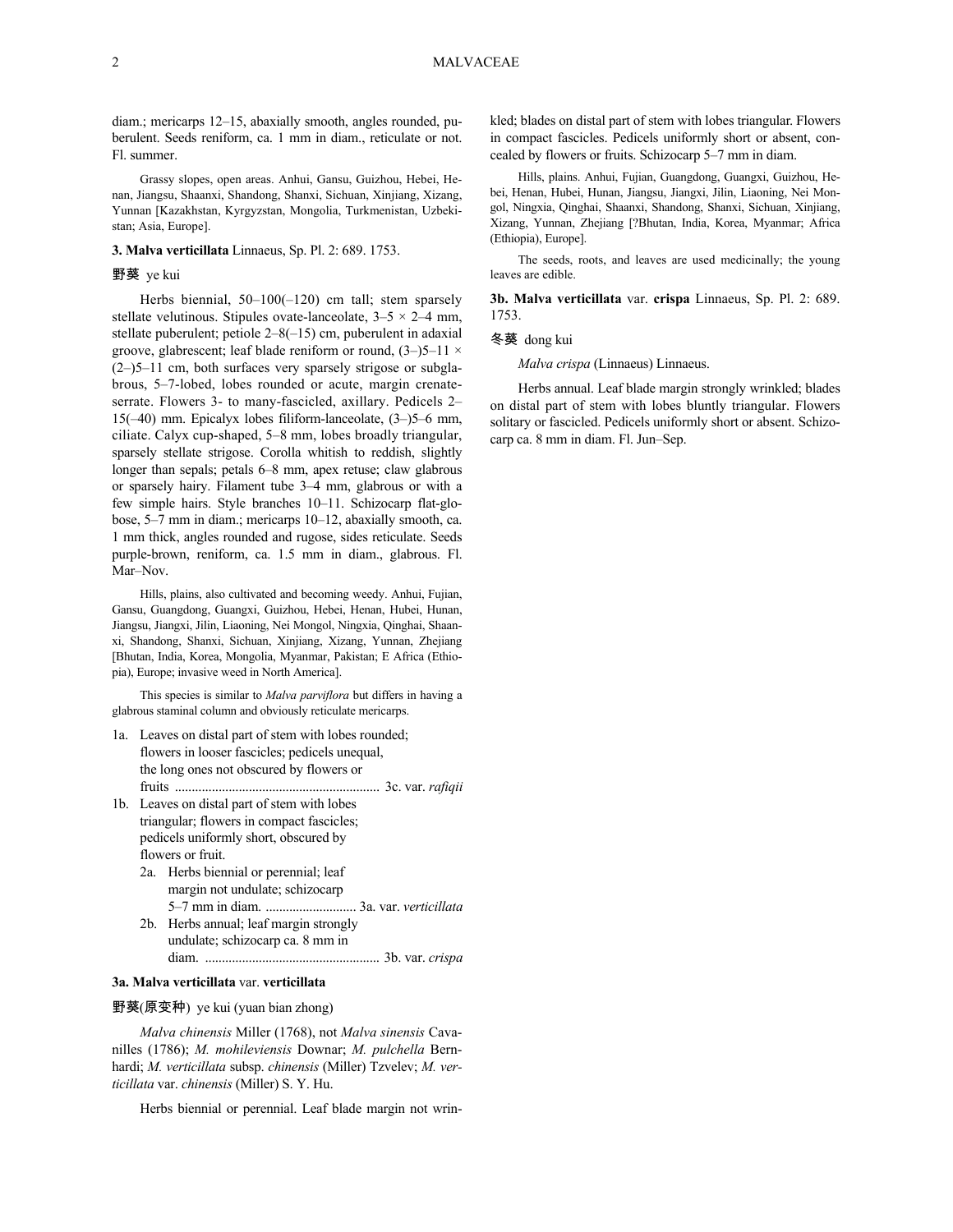diam.; mericarps 12–15, abaxially smooth, angles rounded, puberulent. Seeds reniform, ca. 1 mm in diam., reticulate or not. Fl. summer.

Grassy slopes, open areas. Anhui, Gansu, Guizhou, Hebei, Henan, Jiangsu, Shaanxi, Shandong, Shanxi, Sichuan, Xinjiang, Xizang, Yunnan [Kazakhstan, Kyrgyzstan, Mongolia, Turkmenistan, Uzbekistan; Asia, Europe].

**3. Malva verticillata** Linnaeus, Sp. Pl. 2: 689. 1753.

野葵 ye kui

Herbs biennial, 50–100(–120) cm tall; stem sparsely stellate velutinous. Stipules ovate-lanceolate, 3–5 × 2–4 mm, stellate puberulent; petiole 2–8(–15) cm, puberulent in adaxial groove, glabrescent; leaf blade reniform or round, (3–)5–11 × (2–)5–11 cm, both surfaces very sparsely strigose or subglabrous, 5–7-lobed, lobes rounded or acute, margin crenate-serrate. Flowers 3- to many-fascicled, axillary. Pedicels 2–15(–40) mm. Epicalyx lobes filiform-lanceolate, (3–)5–6 mm, ciliate. Calyx cup-shaped, 5–8 mm, lobes broadly triangular, sparsely stellate strigose. Corolla whitish to reddish, slightly longer than sepals; petals 6–8 mm, apex retuse; claw glabrous or sparsely hairy. Filament tube 3–4 mm, glabrous or with a few simple hairs. Style branches 10–11. Schizocarp flat-globose, 5–7 mm in diam.; mericarps 10–12, abaxially smooth, ca. 1 mm thick, angles rounded and rugose, sides reticulate. Seeds purple-brown, reniform, ca. 1.5 mm in diam., glabrous. Fl. Mar–Nov.

Hills, plains, also cultivated and becoming weedy. Anhui, Fujian, Gansu, Guangdong, Guangxi, Guizhou, Hebei, Henan, Hubei, Hunan, Jiangsu, Jiangxi, Jilin, Liaoning, Nei Mongol, Ningxia, Qinghai, Shaanxi, Shandong, Shanxi, Sichuan, Xinjiang, Xizang, Yunnan, Zhejiang [Bhutan, India, Korea, Mongolia, Myanmar, Pakistan; E Africa (Ethiopia), Europe; invasive weed in North America].

This species is similar to *Malva parviflora* but differs in having a glabrous staminal column and obviously reticulate mericarps.

1a. Leaves on distal part of stem with lobes rounded; flowers in looser fascicles; pedicels unequal, the long ones not obscured by flowers or fruits ............................................................ 3c. var. *rafiqii*
1b. Leaves on distal part of stem with lobes triangular; flowers in compact fascicles; pedicels uniformly short, obscured by flowers or fruit.
  2a. Herbs biennial or perennial; leaf margin not undulate; schizocarp 5–7 mm in diam. ........................... 3a. var. *verticillata*
  2b. Herbs annual; leaf margin strongly undulate; schizocarp ca. 8 mm in diam. .................................................... 3b. var. *crispa*

**3a. Malva verticillata** var. **verticillata**

野葵(原变种) ye kui (yuan bian zhong)

*Malva chinensis* Miller (1768), not *Malva sinensis* Cavanilles (1786); *M. mohileviensis* Downar; *M. pulchella* Bernhardi; *M. verticillata* subsp. *chinensis* (Miller) Tzvelev; *M. verticillata* var. *chinensis* (Miller) S. Y. Hu.

Herbs biennial or perennial. Leaf blade margin not wrinkled; blades on distal part of stem with lobes triangular. Flowers in compact fascicles. Pedicels uniformly short or absent, concealed by flowers or fruits. Schizocarp 5–7 mm in diam.

Hills, plains. Anhui, Fujian, Guangdong, Guangxi, Guizhou, Hebei, Henan, Hubei, Hunan, Jiangsu, Jiangxi, Jilin, Liaoning, Nei Mongol, Ningxia, Qinghai, Shaanxi, Shandong, Shanxi, Sichuan, Xinjiang, Xizang, Yunnan, Zhejiang [?Bhutan, India, Korea, Myanmar; Africa (Ethiopia), Europe].

The seeds, roots, and leaves are used medicinally; the young leaves are edible.

**3b. Malva verticillata** var. **crispa** Linnaeus, Sp. Pl. 2: 689. 1753.

冬葵 dong kui

*Malva crispa* (Linnaeus) Linnaeus.

Herbs annual. Leaf blade margin strongly wrinkled; blades on distal part of stem with lobes bluntly triangular. Flowers solitary or fascicled. Pedicels uniformly short or absent. Schizocarp ca. 8 mm in diam. Fl. Jun–Sep.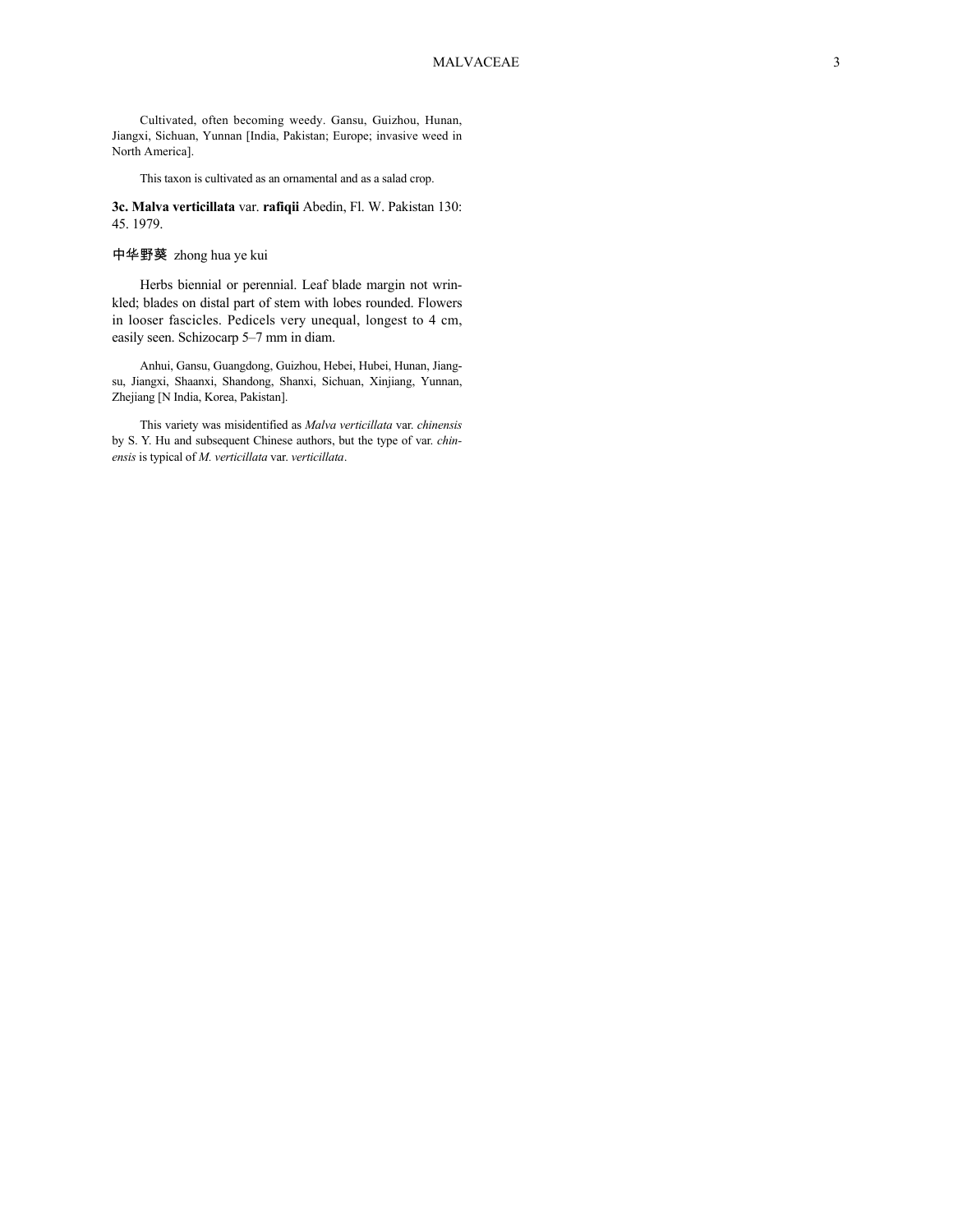Cultivated, often becoming weedy. Gansu, Guizhou, Hunan, Jiangxi, Sichuan, Yunnan [India, Pakistan; Europe; invasive weed in North America].

This taxon is cultivated as an ornamental and as a salad crop.

**3c. Malva verticillata** var. **rafiqii** Abedin, Fl. W. Pakistan 130: 45. 1979.

中华野葵 zhong hua ye kui

Herbs biennial or perennial. Leaf blade margin not wrinkled; blades on distal part of stem with lobes rounded. Flowers in looser fascicles. Pedicels very unequal, longest to 4 cm, easily seen. Schizocarp 5–7 mm in diam.

Anhui, Gansu, Guangdong, Guizhou, Hebei, Hubei, Hunan, Jiangsu, Jiangxi, Shaanxi, Shandong, Shanxi, Sichuan, Xinjiang, Yunnan, Zhejiang [N India, Korea, Pakistan].

This variety was misidentified as *Malva verticillata* var. *chinensis* by S. Y. Hu and subsequent Chinese authors, but the type of var. *chinensis* is typical of *M. verticillata* var. *verticillata*.